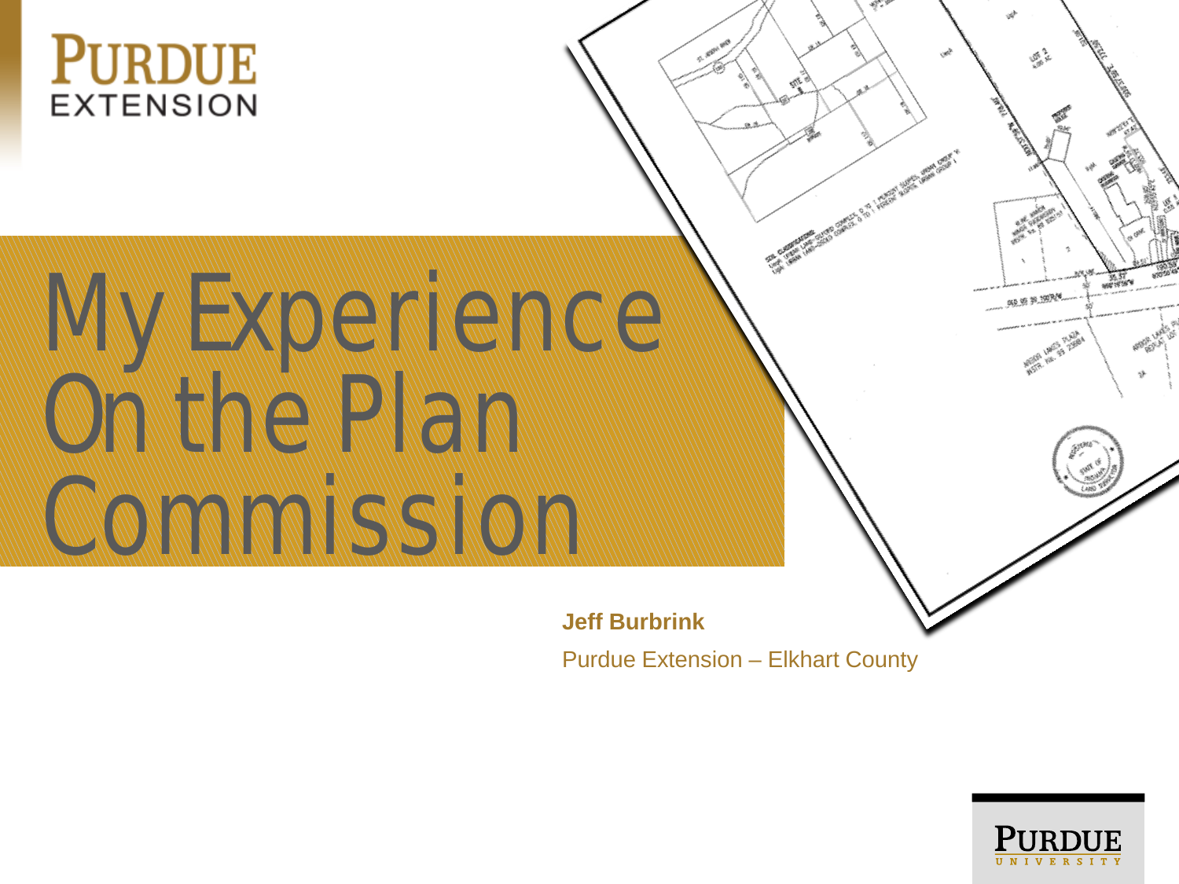Purdue Extension

# My Experience On the Plan Commission

**Jeff Burbrink**

Purdue Extension – Elkhart County

Purdue University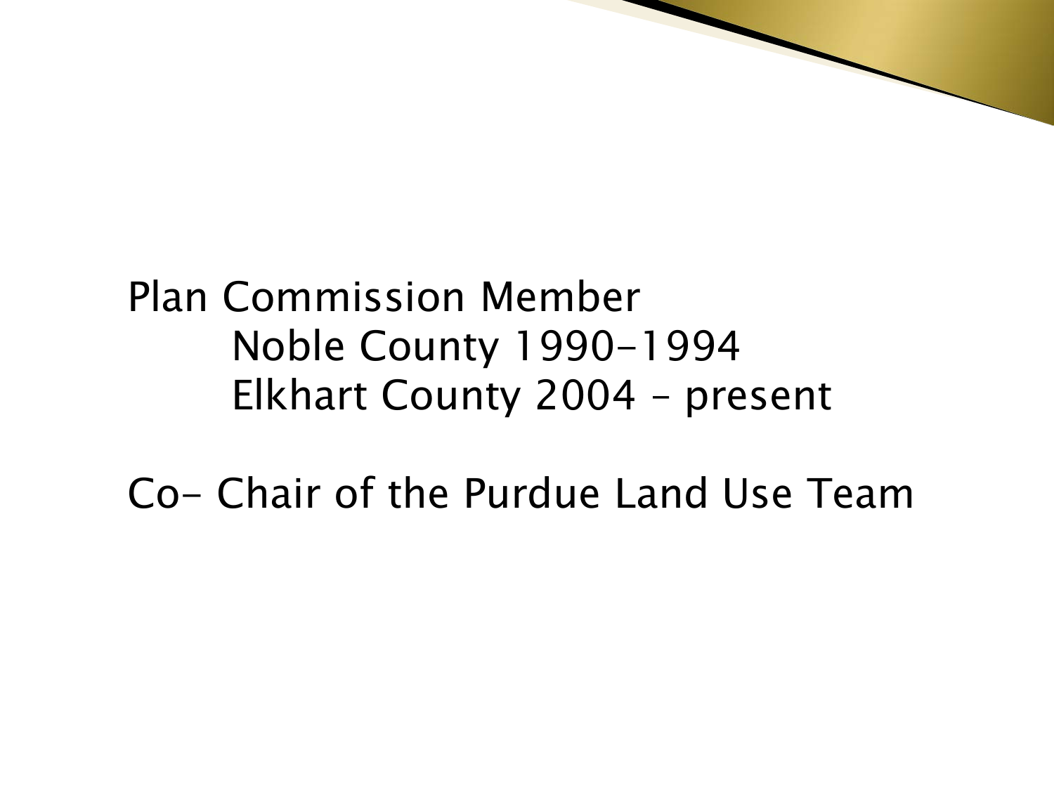Plan Commission Member

- Noble County 1990-1994
- Elkhart County 2004 – present

Co- Chair of the Purdue Land Use Team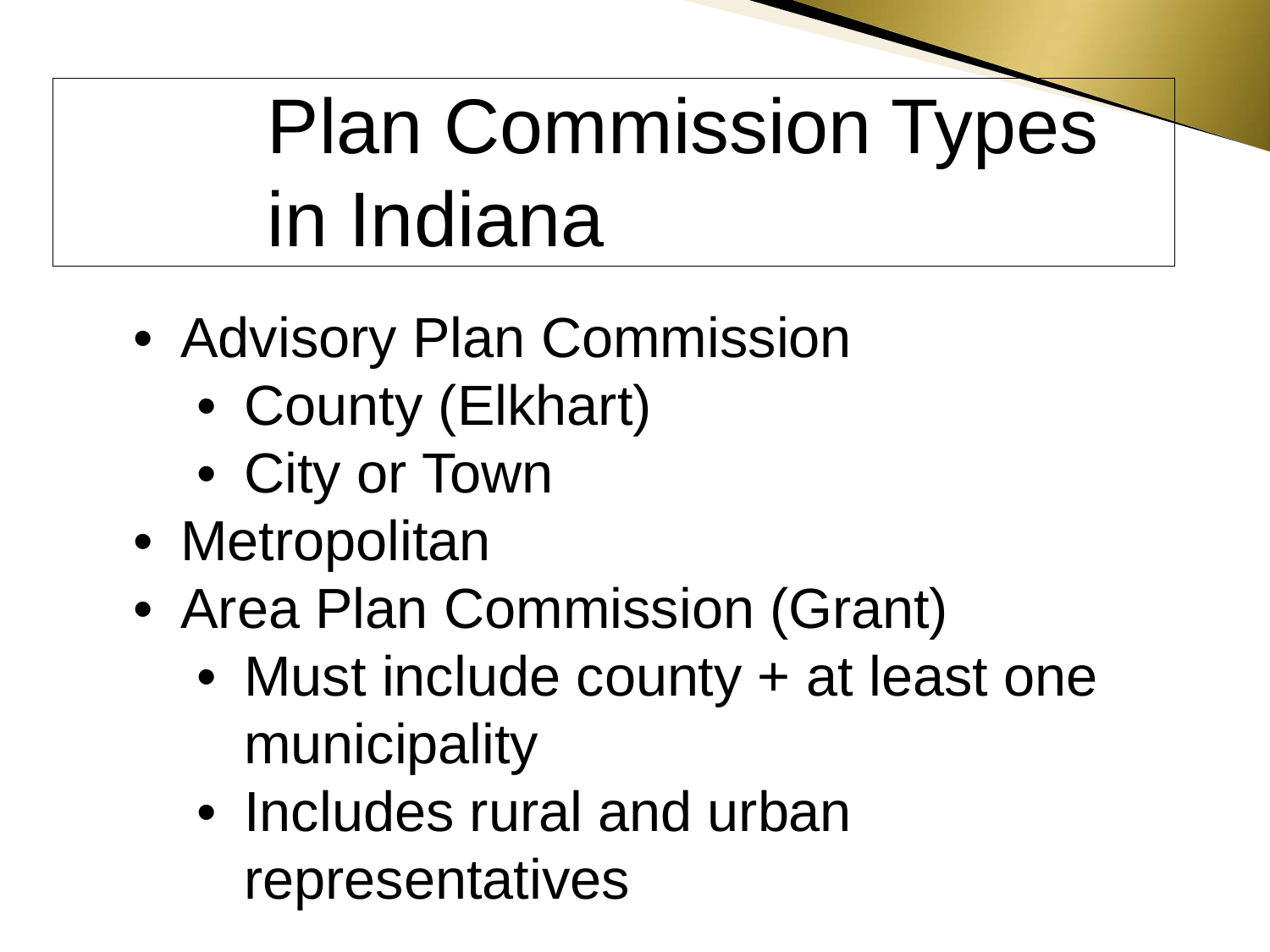# Plan Commission Types in Indiana

- Advisory Plan Commission
  - County (Elkhart)
  - City or Town
- Metropolitan
- Area Plan Commission (Grant)
  - Must include county + at least one municipality
  - Includes rural and urban representatives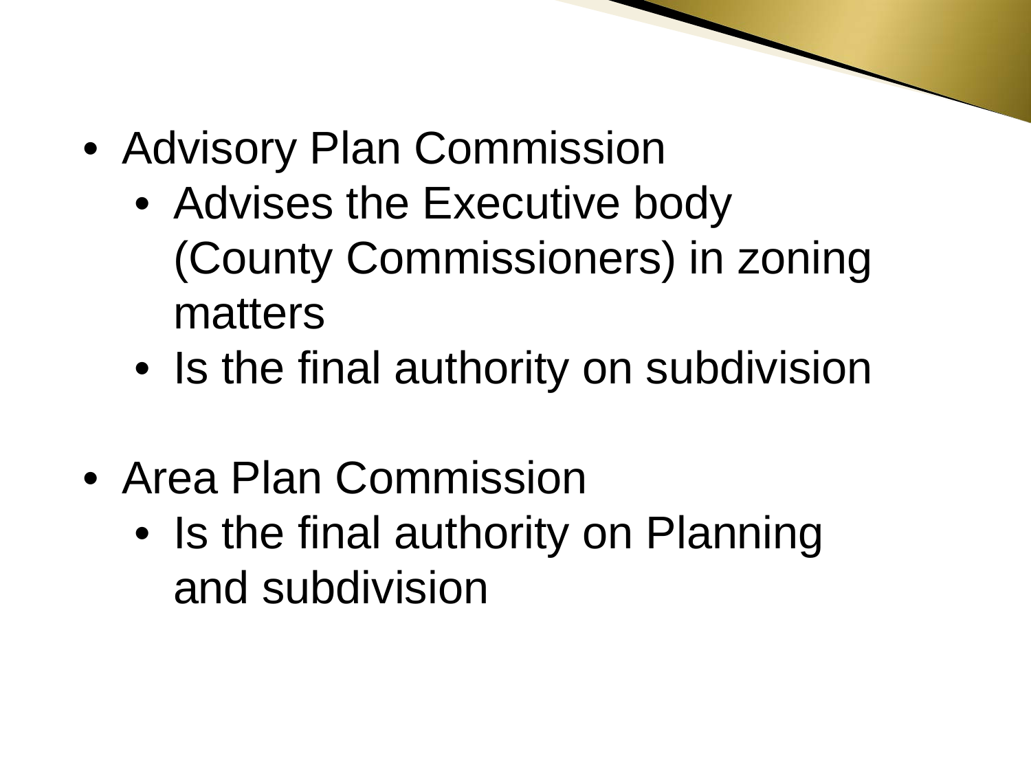- Advisory Plan Commission
  - Advises the Executive body (County Commissioners) in zoning matters
  - Is the final authority on subdivision

- Area Plan Commission
  - Is the final authority on Planning and subdivision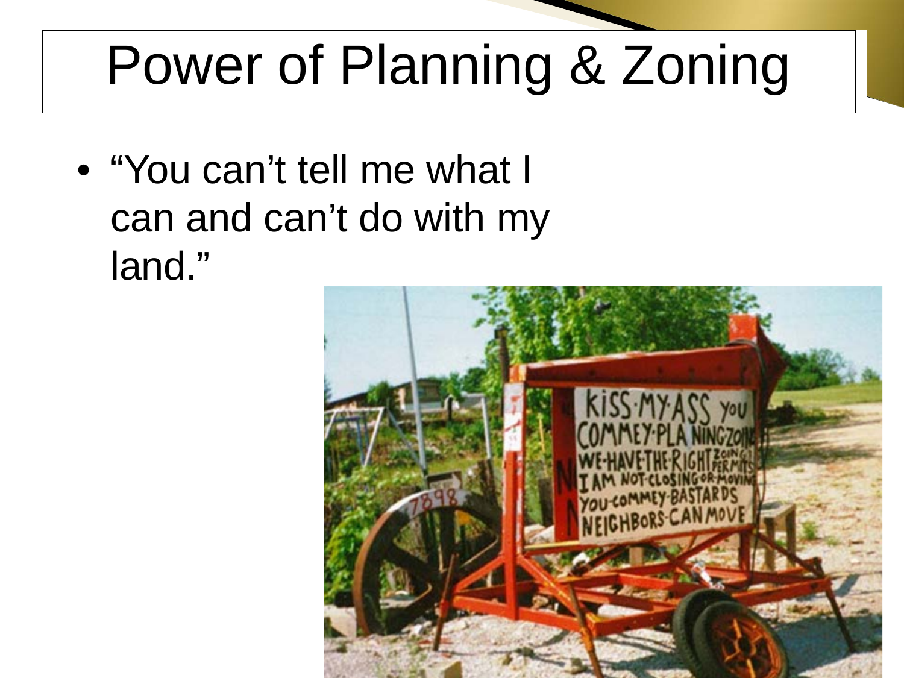# Power of Planning & Zoning

- "You can't tell me what I can and can't do with my land."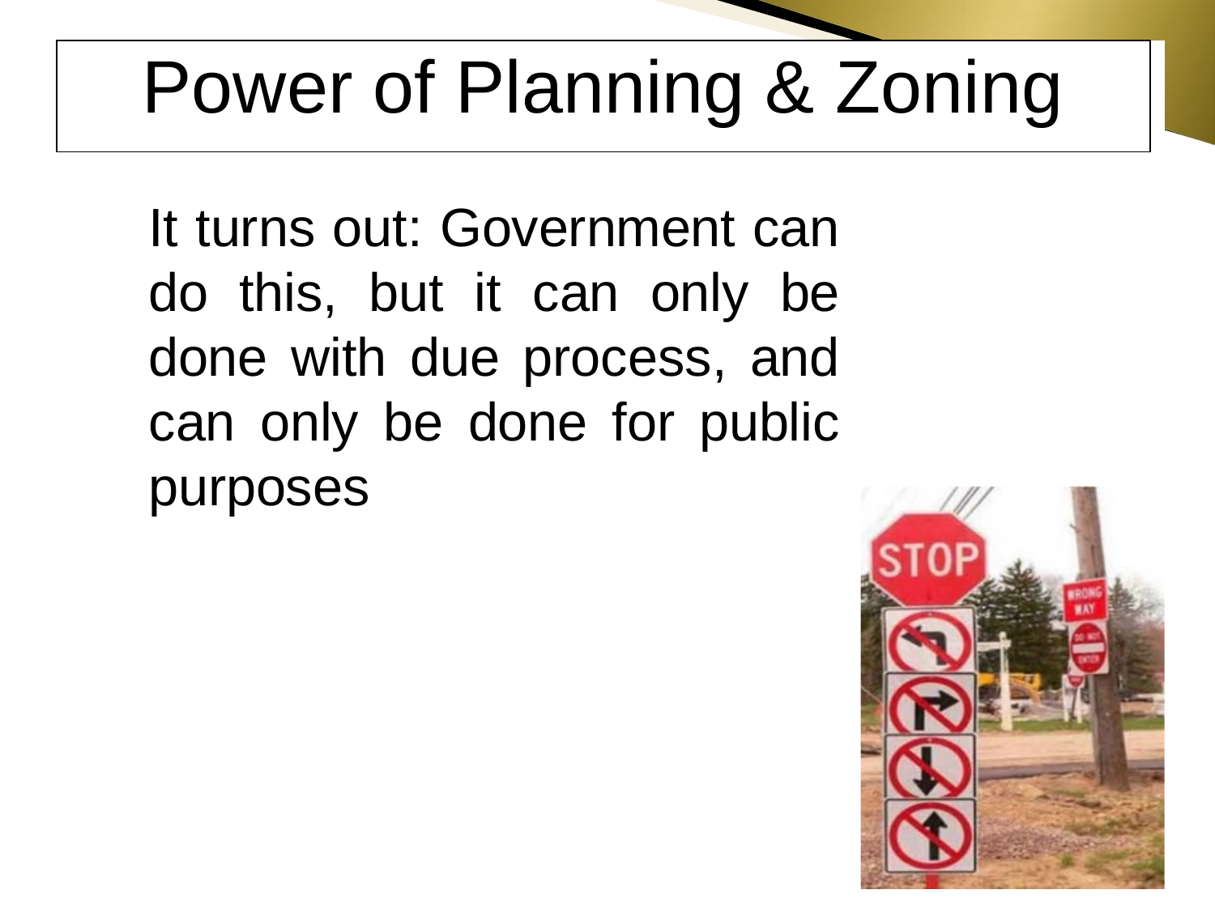# Power of Planning & Zoning

It turns out: Government can do this, but it can only be done with due process, and can only be done for public purposes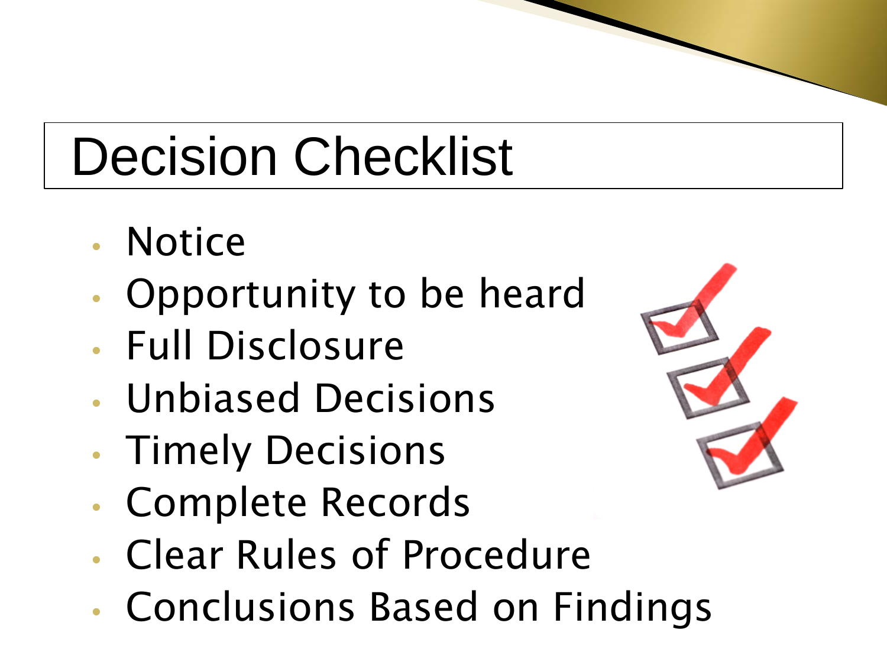# Decision Checklist

- Notice
- Opportunity to be heard
- Full Disclosure
- Unbiased Decisions
- Timely Decisions
- Complete Records
- Clear Rules of Procedure
- Conclusions Based on Findings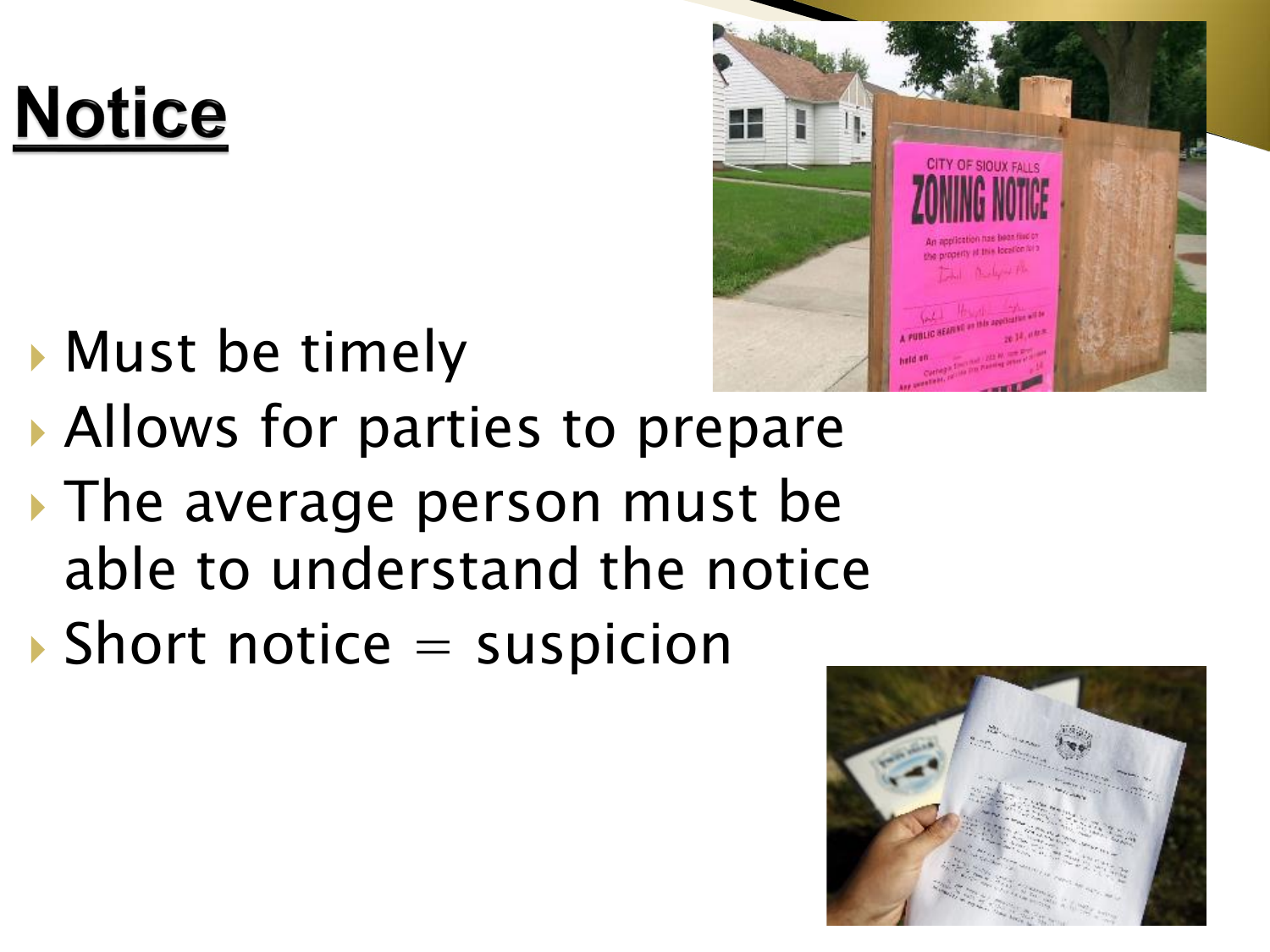# Notice

- Must be timely
- Allows for parties to prepare
- The average person must be able to understand the notice
- Short notice = suspicion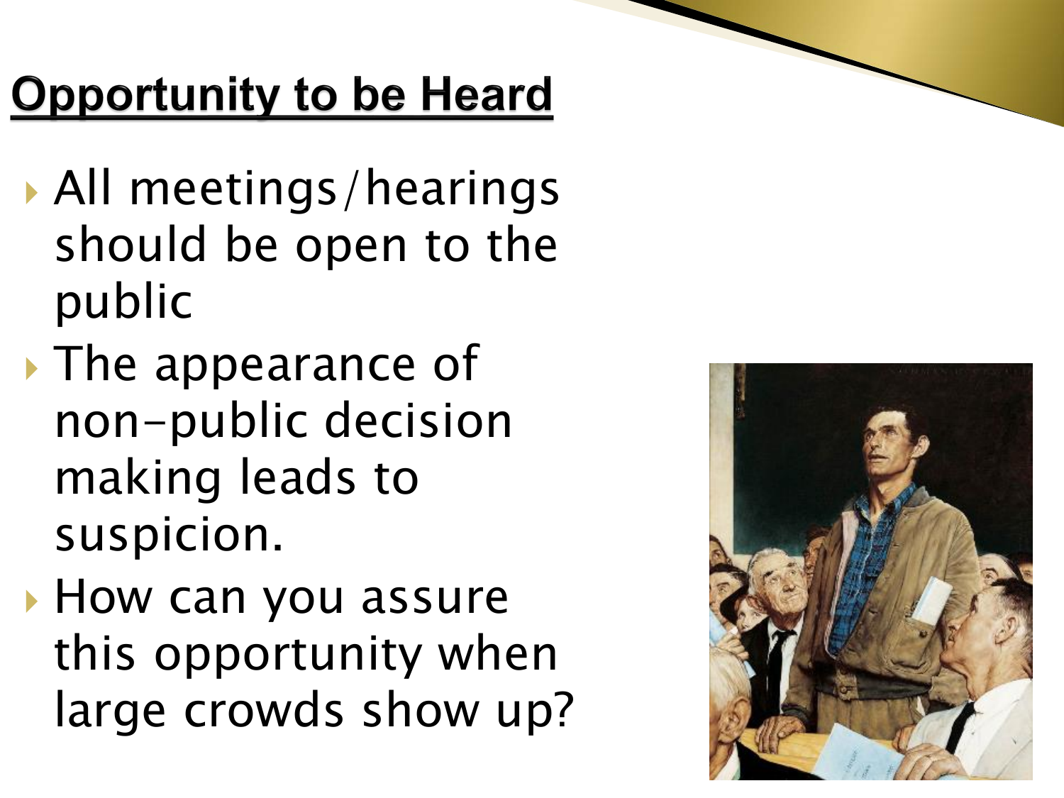## Opportunity to be Heard

- All meetings/hearings should be open to the public
- The appearance of non-public decision making leads to suspicion.
- How can you assure this opportunity when large crowds show up?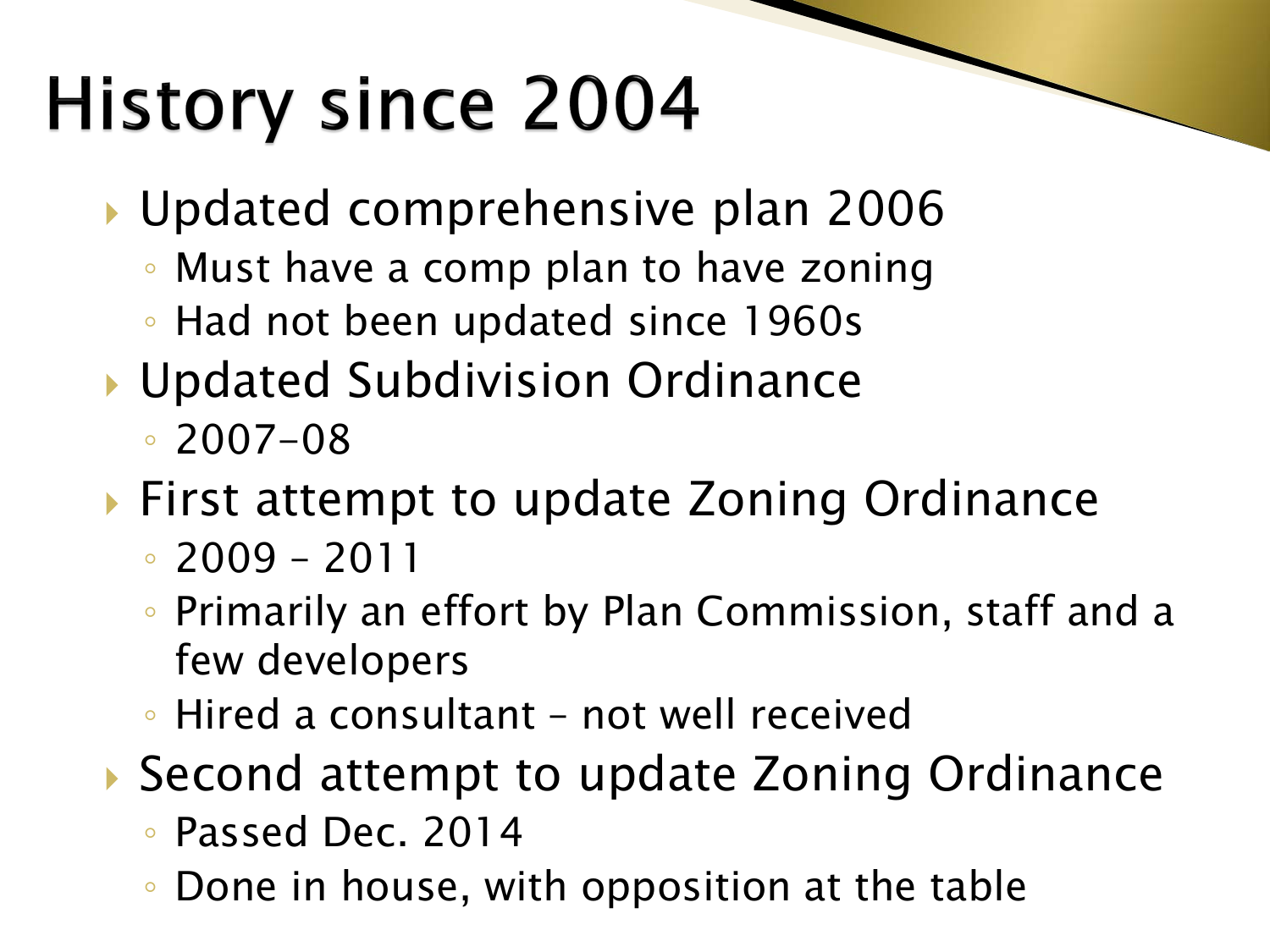# History since 2004

- Updated comprehensive plan 2006
  - Must have a comp plan to have zoning
  - Had not been updated since 1960s
- Updated Subdivision Ordinance
  - 2007-08
- First attempt to update Zoning Ordinance
  - 2009 – 2011
  - Primarily an effort by Plan Commission, staff and a few developers
  - Hired a consultant – not well received
- Second attempt to update Zoning Ordinance
  - Passed Dec. 2014
  - Done in house, with opposition at the table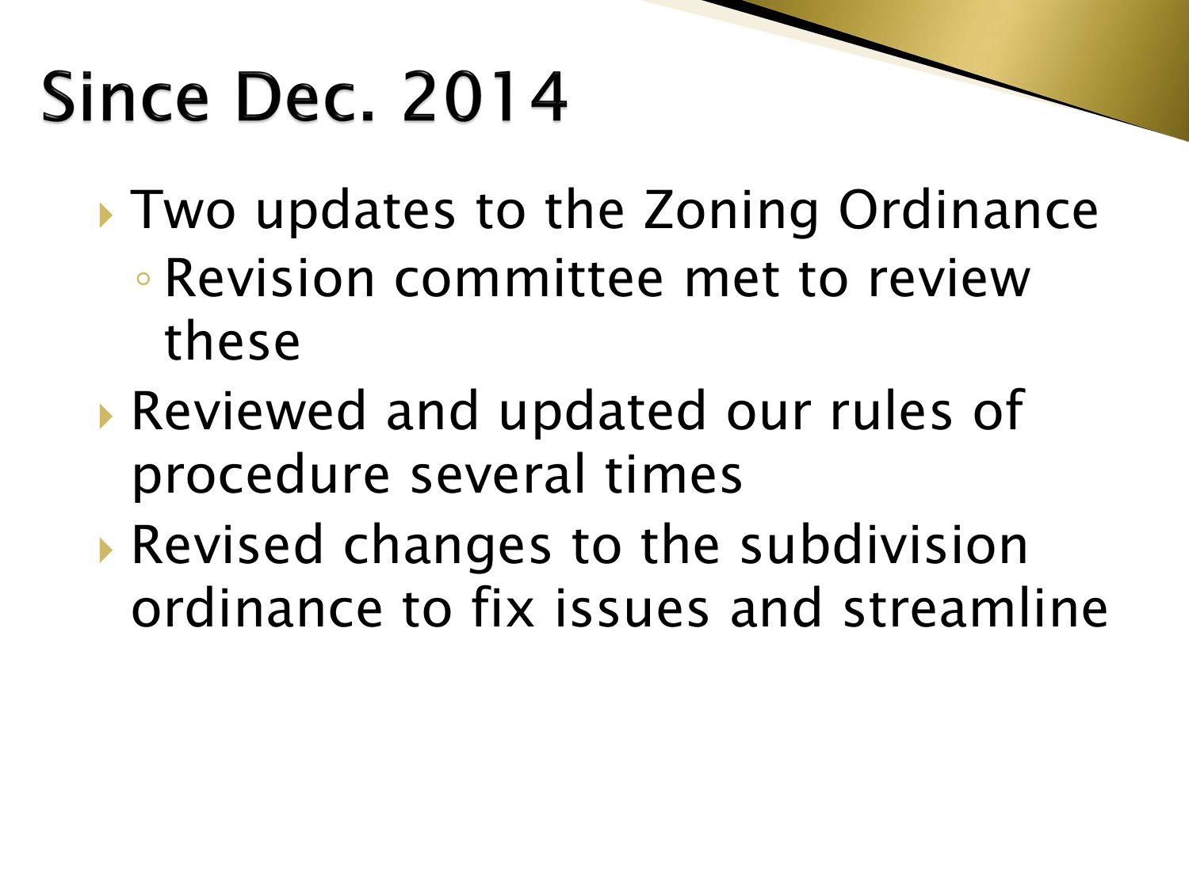# Since Dec. 2014

- Two updates to the Zoning Ordinance
  - Revision committee met to review these
- Reviewed and updated our rules of procedure several times
- Revised changes to the subdivision ordinance to fix issues and streamline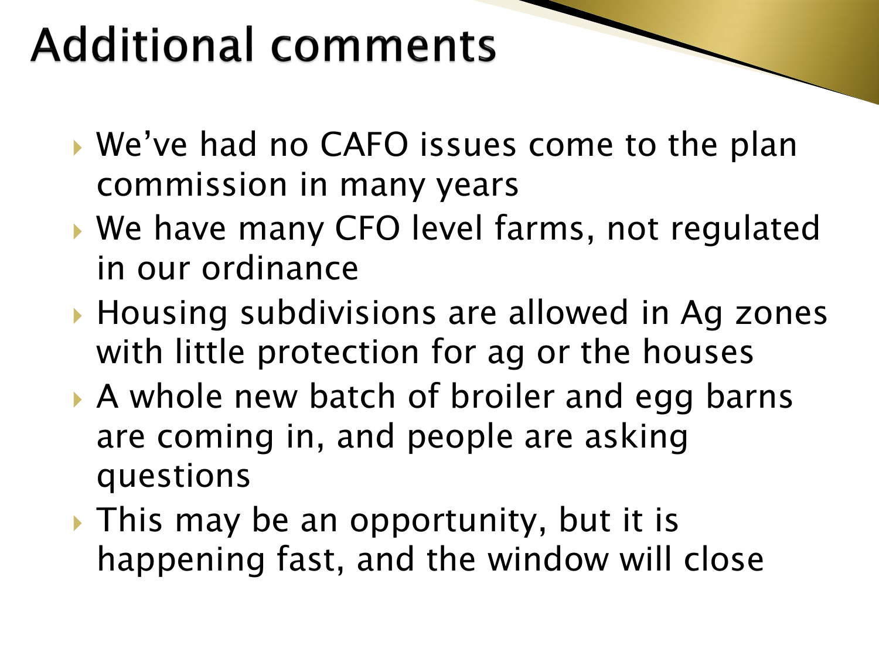# Additional comments

- We've had no CAFO issues come to the plan commission in many years
- We have many CFO level farms, not regulated in our ordinance
- Housing subdivisions are allowed in Ag zones with little protection for ag or the houses
- A whole new batch of broiler and egg barns are coming in, and people are asking questions
- This may be an opportunity, but it is happening fast, and the window will close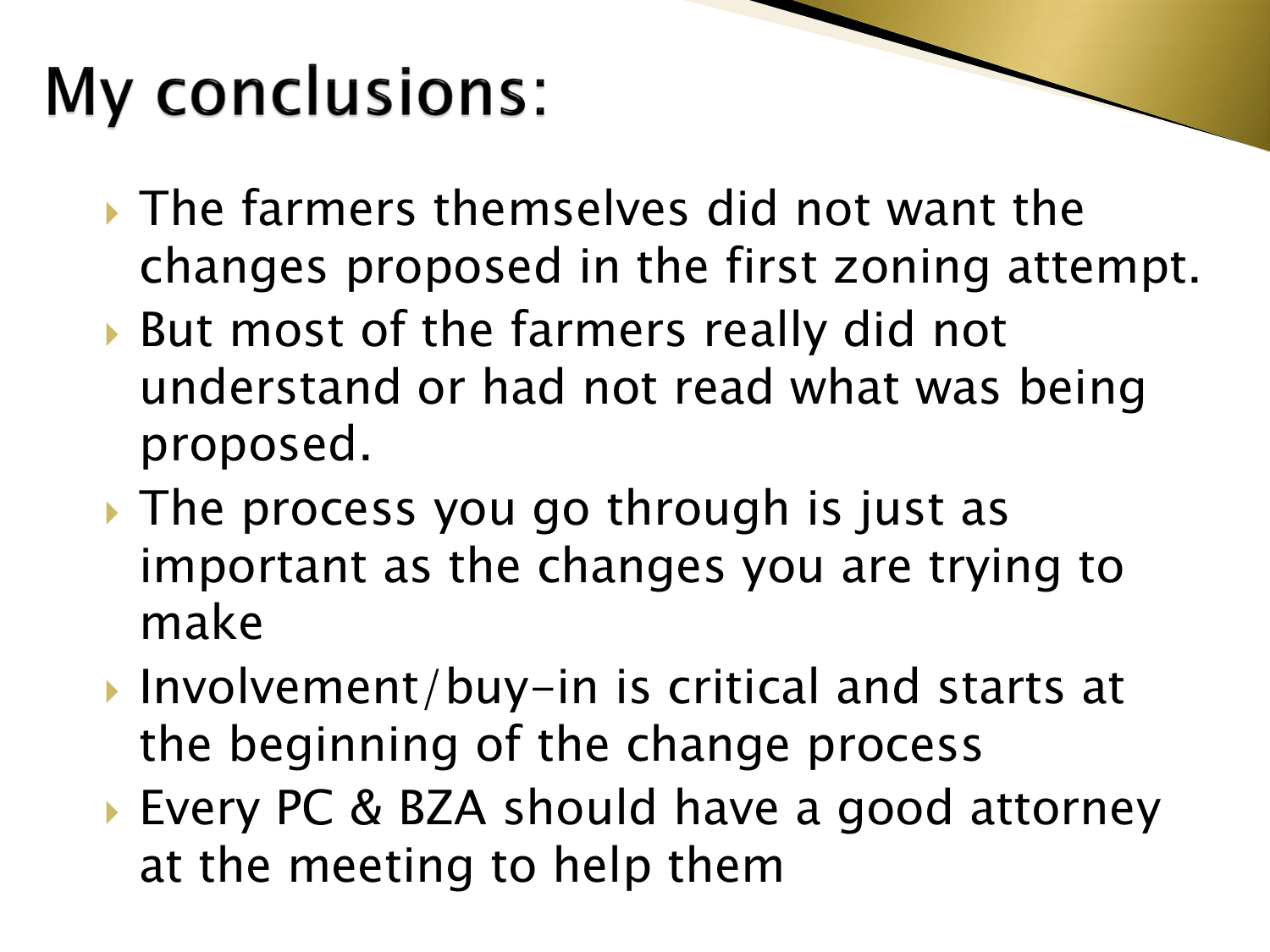# My conclusions:

- The farmers themselves did not want the changes proposed in the first zoning attempt.
- But most of the farmers really did not understand or had not read what was being proposed.
- The process you go through is just as important as the changes you are trying to make
- Involvement/buy-in is critical and starts at the beginning of the change process
- Every PC & BZA should have a good attorney at the meeting to help them